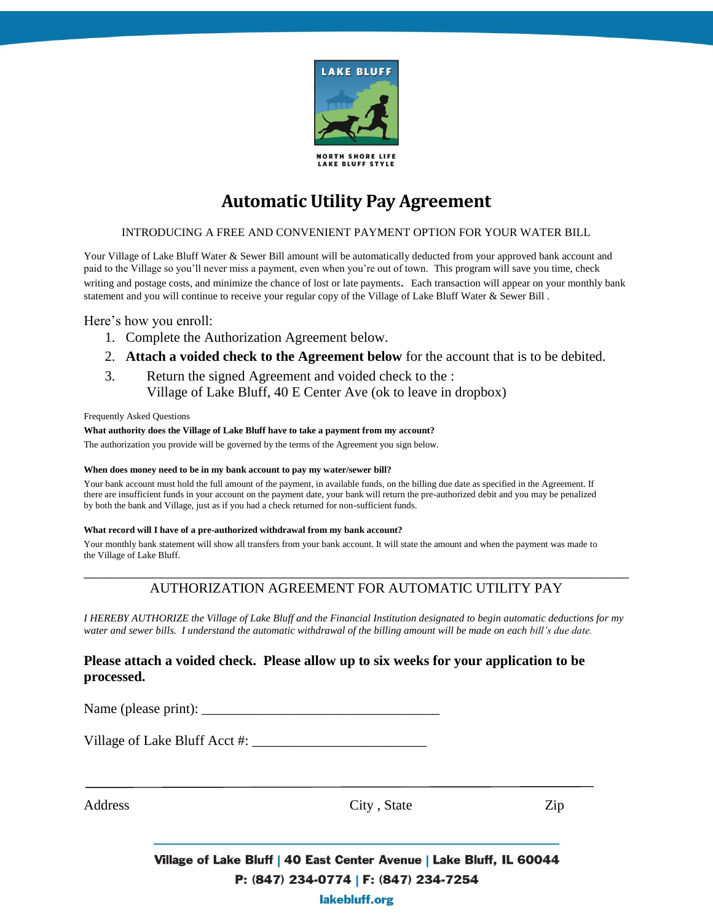LAKE BLUFF

NORTH SHORE LIFE
LAKE BLUFF STYLE

# Automatic Utility Pay Agreement

INTRODUCING A FREE AND CONVENIENT PAYMENT OPTION FOR YOUR WATER BILL

Your Village of Lake Bluff Water & Sewer Bill amount will be automatically deducted from your approved bank account and paid to the Village so you'll never miss a payment, even when you're out of town. This program will save you time, check writing and postage costs, and minimize the chance of lost or late payments. Each transaction will appear on your monthly bank statement and you will continue to receive your regular copy of the Village of Lake Bluff Water & Sewer Bill .

Here's how you enroll:

1. Complete the Authorization Agreement below.
2. **Attach a voided check to the Agreement below** for the account that is to be debited.
3. Return the signed Agreement and voided check to the :
   Village of Lake Bluff, 40 E Center Ave (ok to leave in dropbox)

Frequently Asked Questions

**What authority does the Village of Lake Bluff have to take a payment from my account?**

The authorization you provide will be governed by the terms of the Agreement you sign below.

**When does money need to be in my bank account to pay my water/sewer bill?**

Your bank account must hold the full amount of the payment, in available funds, on the billing due date as specified in the Agreement. If there are insufficient funds in your account on the payment date, your bank will return the pre-authorized debit and you may be penalized by both the bank and Village, just as if you had a check returned for non-sufficient funds.

**What record will I have of a pre-authorized withdrawal from my bank account?**

Your monthly bank statement will show all transfers from your bank account. It will state the amount and when the payment was made to the Village of Lake Bluff.

---

## AUTHORIZATION AGREEMENT FOR AUTOMATIC UTILITY PAY

*I HEREBY AUTHORIZE the Village of Lake Bluff and the Financial Institution designated to begin automatic deductions for my water and sewer bills. I understand the automatic withdrawal of the billing amount will be made on each bill's due date.*

**Please attach a voided check. Please allow up to six weeks for your application to be processed.**

Name (please print): ___________________________________

Village of Lake Bluff Acct #: _________________________

_______________________________________________________________

Address City , State Zip

Village of Lake Bluff | 40 East Center Avenue | Lake Bluff, IL 60044
P: (847) 234-0774 | F: (847) 234-7254
lakebluff.org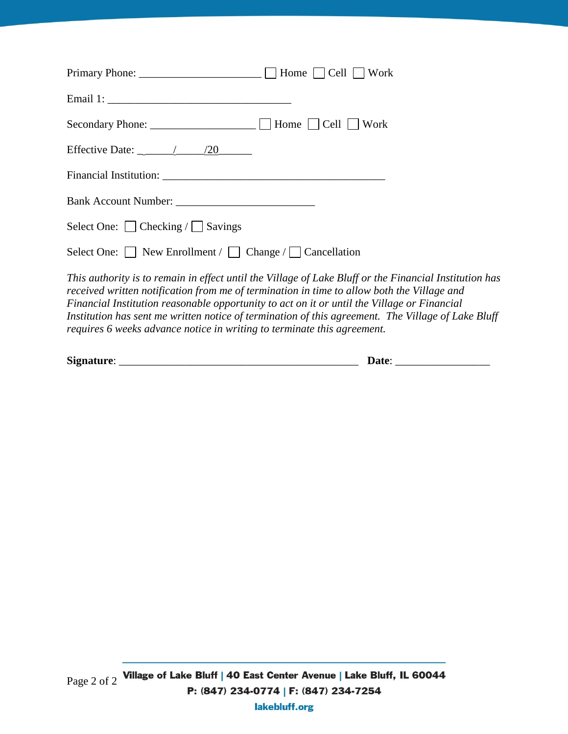Primary Phone: ______________________ ☐ Home ☐ Cell ☐ Work

Email 1: _________________________________

Secondary Phone: ___________________ ☐ Home ☐ Cell ☐ Work

Effective Date: ______/_____/20______

Financial Institution: ________________________________________

Bank Account Number: _________________________

Select One: ☐ Checking / ☐ Savings

Select One: ☐ New Enrollment / ☐ Change / ☐ Cancellation

*This authority is to remain in effect until the Village of Lake Bluff or the Financial Institution has received written notification from me of termination in time to allow both the Village and Financial Institution reasonable opportunity to act on it or until the Village or Financial Institution has sent me written notice of termination of this agreement. The Village of Lake Bluff requires 6 weeks advance notice in writing to terminate this agreement.*

**Signature**: ___________________________________________ **Date**: _________________

Village of Lake Bluff | 40 East Center Avenue | Lake Bluff, IL 60044
P: (847) 234-0774 | F: (847) 234-7254
lakebluff.org